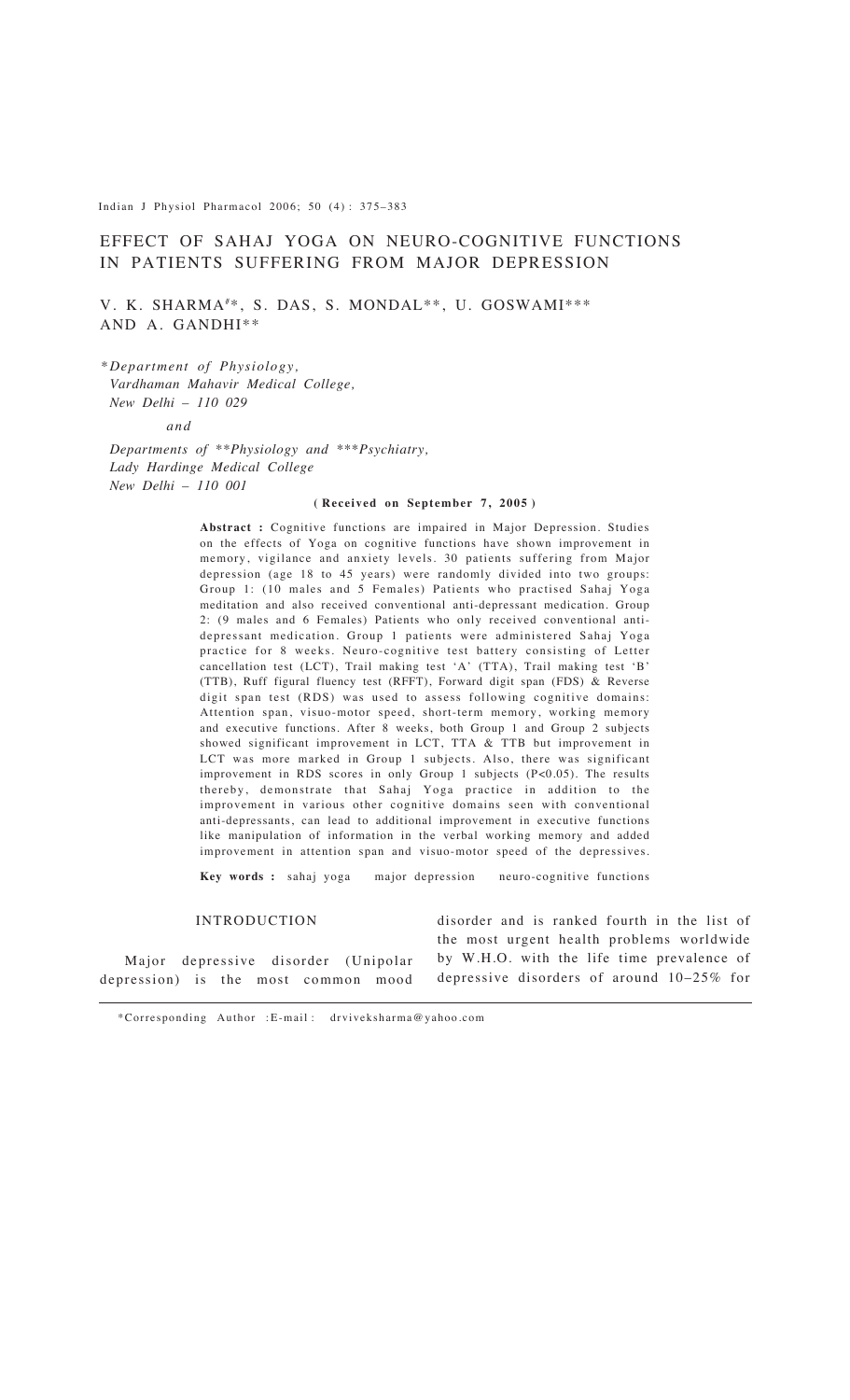# EFFECT OF SAHAJ YOGA ON NEURO-COGNITIVE FUNCTIONS IN PATIENTS SUFFERING FROM MAJOR DEPRESSION

V. K. SHARMA[#*], S. DAS, S. MONDAL**, U. GOSWAMI*** AND A. GANDHI**

*\*Department of Physiology, Vardhaman Mahavir Medical College, New Delhi – 110 029*

*and*

*Departments of \*\*Physiology and \*\*\*Psychiatry, Lady Hardinge Medical College New Delhi – 110 001*

**( Received on September 7, 2005 )**

**Abstract :** Cognitive functions are impaired in Major Depression. Studies on the effects of Yoga on cognitive functions have shown improvement in memory, vigilance and anxiety levels. 30 patients suffering from Major depression (age 18 to 45 years) were randomly divided into two groups: Group 1: (10 males and 5 Females) Patients who practised Sahaj Yoga meditation and also received conventional anti-depressant medication. Group 2: (9 males and 6 Females) Patients who only received conventional anti-depressant medication. Group 1 patients were administered Sahaj Yoga practice for 8 weeks. Neuro-cognitive test battery consisting of Letter cancellation test (LCT), Trail making test 'A' (TTA), Trail making test 'B' (TTB), Ruff figural fluency test (RFFT), Forward digit span (FDS) & Reverse digit span test (RDS) was used to assess following cognitive domains: Attention span, visuo-motor speed, short-term memory, working memory and executive functions. After 8 weeks, both Group 1 and Group 2 subjects showed significant improvement in LCT, TTA & TTB but improvement in LCT was more marked in Group 1 subjects. Also, there was significant improvement in RDS scores in only Group 1 subjects ($P<0.05$). The results thereby, demonstrate that Sahaj Yoga practice in addition to the improvement in various other cognitive domains seen with conventional anti-depressants, can lead to additional improvement in executive functions like manipulation of information in the verbal working memory and added improvement in attention span and visuo-motor speed of the depressives.

**Key words :** sahaj yoga major depression neuro-cognitive functions

## INTRODUCTION

Major depressive disorder (Unipolar depression) is the most common mood disorder and is ranked fourth in the list of the most urgent health problems worldwide by W.H.O. with the life time prevalence of depressive disorders of around 10–25% for

*Corresponding Author : E-mail : drviveksharma@yahoo.com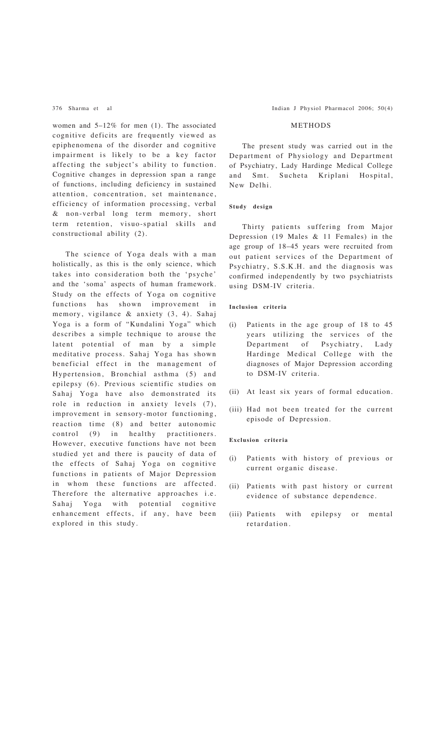women and 5–12% for men (1). The associated cognitive deficits are frequently viewed as epiphenomena of the disorder and cognitive impairment is likely to be a key factor affecting the subject's ability to function. Cognitive changes in depression span a range of functions, including deficiency in sustained attention, concentration, set maintenance, efficiency of information processing, verbal & non-verbal long term memory, short term retention, visuo-spatial skills and constructional ability (2).

The science of Yoga deals with a man holistically, as this is the only science, which takes into consideration both the 'psyche' and the 'soma' aspects of human framework. Study on the effects of Yoga on cognitive functions has shown improvement in memory, vigilance & anxiety (3, 4). Sahaj Yoga is a form of "Kundalini Yoga" which describes a simple technique to arouse the latent potential of man by a simple meditative process. Sahaj Yoga has shown beneficial effect in the management of Hypertension, Bronchial asthma (5) and epilepsy (6). Previous scientific studies on Sahaj Yoga have also demonstrated its role in reduction in anxiety levels (7), improvement in sensory-motor functioning, reaction time (8) and better autonomic control (9) in healthy practitioners. However, executive functions have not been studied yet and there is paucity of data of the effects of Sahaj Yoga on cognitive functions in patients of Major Depression in whom these functions are affected. Therefore the alternative approaches i.e. Sahaj Yoga with potential cognitive enhancement effects, if any, have been explored in this study.

## METHODS

The present study was carried out in the Department of Physiology and Department of Psychiatry, Lady Hardinge Medical College and Smt. Sucheta Kriplani Hospital, New Delhi.

### Study design

Thirty patients suffering from Major Depression (19 Males & 11 Females) in the age group of 18–45 years were recruited from out patient services of the Department of Psychiatry, S.S.K.H. and the diagnosis was confirmed independently by two psychiatrists using DSM-IV criteria.

### Inclusion criteria

(i) Patients in the age group of 18 to 45 years utilizing the services of the Department of Psychiatry, Lady Hardinge Medical College with the diagnoses of Major Depression according to DSM-IV criteria.

(ii) At least six years of formal education.

(iii) Had not been treated for the current episode of Depression.

### Exclusion criteria

(i) Patients with history of previous or current organic disease.

(ii) Patients with past history or current evidence of substance dependence.

(iii) Patients with epilepsy or mental retardation.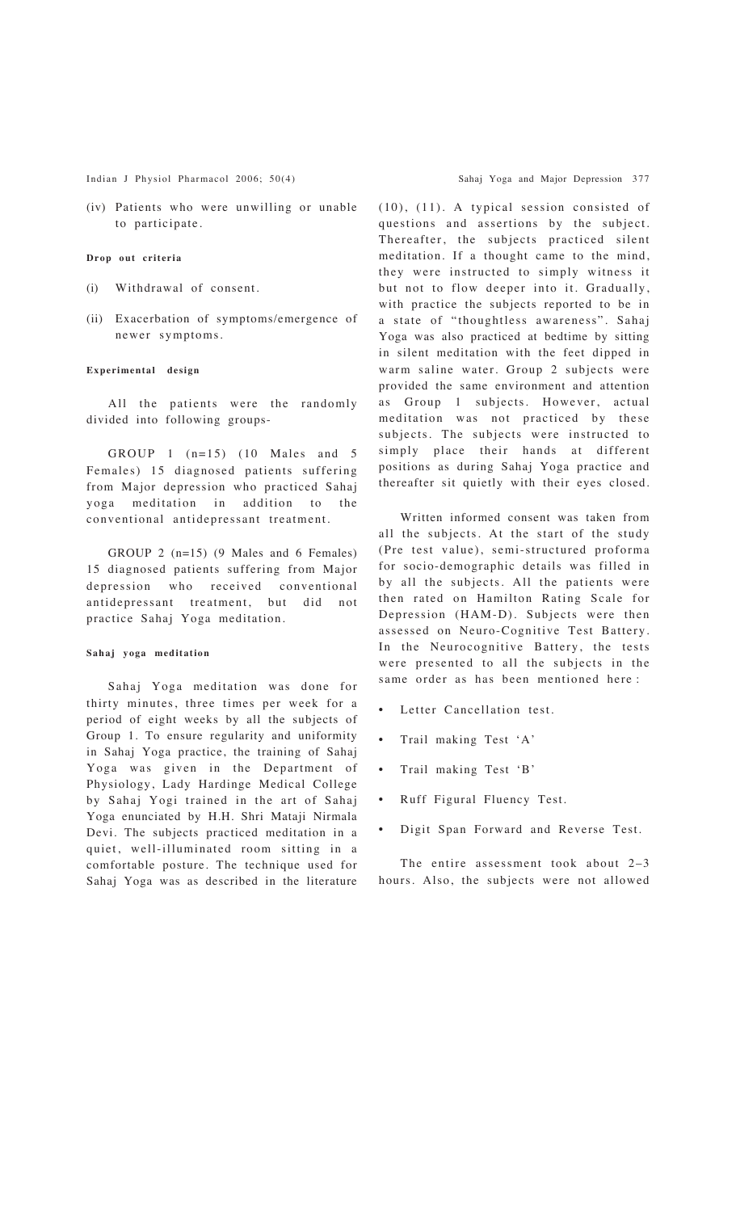(iv) Patients who were unwilling or unable to participate.

#### Drop out criteria

(i) Withdrawal of consent.

(ii) Exacerbation of symptoms/emergence of newer symptoms.

#### Experimental design

All the patients were the randomly divided into following groups-

GROUP 1 (n=15) (10 Males and 5 Females) 15 diagnosed patients suffering from Major depression who practiced Sahaj yoga meditation in addition to the conventional antidepressant treatment.

GROUP 2 (n=15) (9 Males and 6 Females) 15 diagnosed patients suffering from Major depression who received conventional antidepressant treatment, but did not practice Sahaj Yoga meditation.

#### Sahaj yoga meditation

Sahaj Yoga meditation was done for thirty minutes, three times per week for a period of eight weeks by all the subjects of Group 1. To ensure regularity and uniformity in Sahaj Yoga practice, the training of Sahaj Yoga was given in the Department of Physiology, Lady Hardinge Medical College by Sahaj Yogi trained in the art of Sahaj Yoga enunciated by H.H. Shri Mataji Nirmala Devi. The subjects practiced meditation in a quiet, well-illuminated room sitting in a comfortable posture. The technique used for Sahaj Yoga was as described in the literature (10), (11). A typical session consisted of questions and assertions by the subject. Thereafter, the subjects practiced silent meditation. If a thought came to the mind, they were instructed to simply witness it but not to flow deeper into it. Gradually, with practice the subjects reported to be in a state of "thoughtless awareness". Sahaj Yoga was also practiced at bedtime by sitting in silent meditation with the feet dipped in warm saline water. Group 2 subjects were provided the same environment and attention as Group 1 subjects. However, actual meditation was not practiced by these subjects. The subjects were instructed to simply place their hands at different positions as during Sahaj Yoga practice and thereafter sit quietly with their eyes closed.

Written informed consent was taken from all the subjects. At the start of the study (Pre test value), semi-structured proforma for socio-demographic details was filled in by all the subjects. All the patients were then rated on Hamilton Rating Scale for Depression (HAM-D). Subjects were then assessed on Neuro-Cognitive Test Battery. In the Neurocognitive Battery, the tests were presented to all the subjects in the same order as has been mentioned here :

- Letter Cancellation test.
- Trail making Test 'A'
- Trail making Test 'B'
- Ruff Figural Fluency Test.
- Digit Span Forward and Reverse Test.

The entire assessment took about 2–3 hours. Also, the subjects were not allowed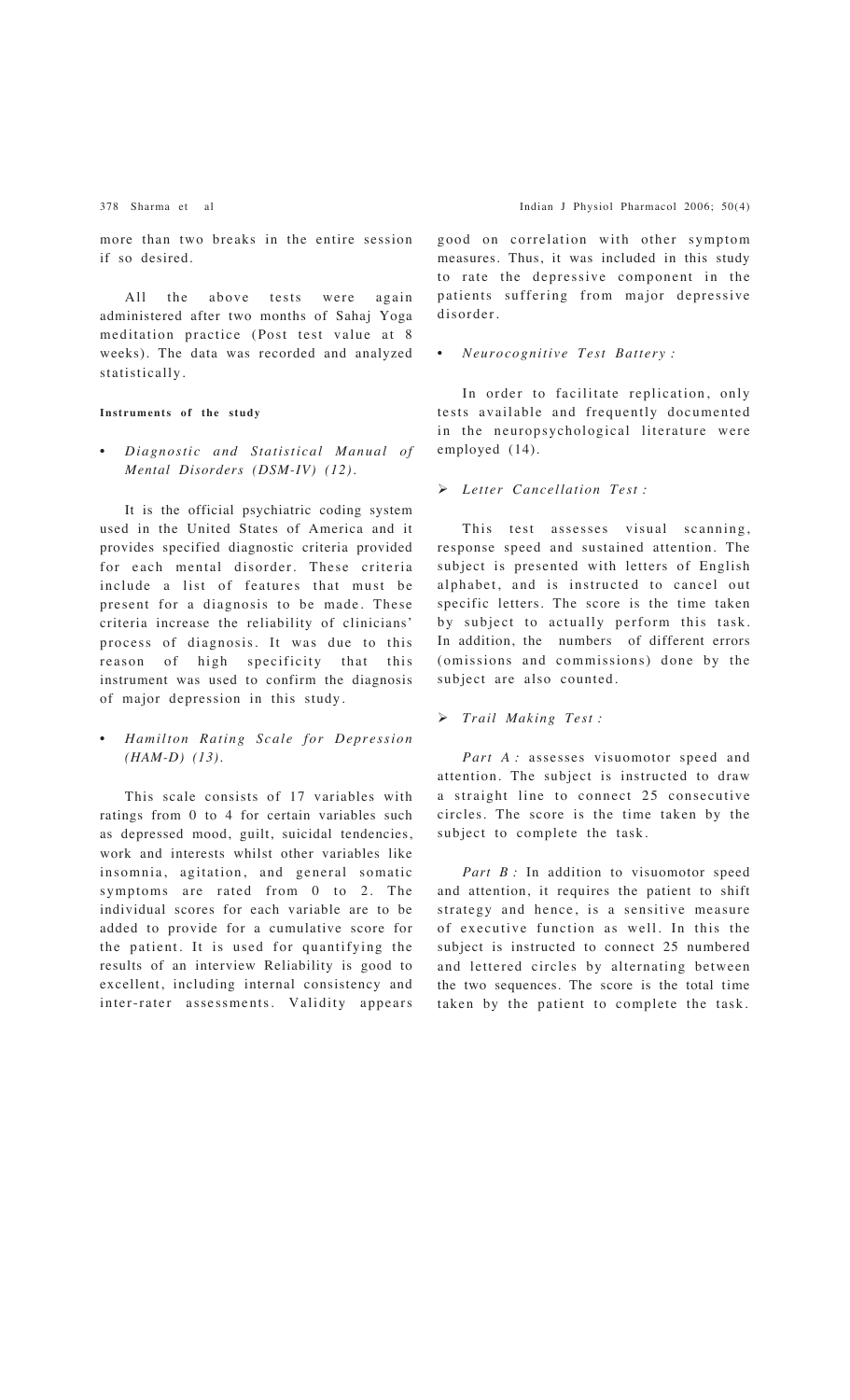more than two breaks in the entire session if so desired.

All the above tests were again administered after two months of Sahaj Yoga meditation practice (Post test value at 8 weeks). The data was recorded and analyzed statistically.

#### Instruments of the study

- *Diagnostic and Statistical Manual of Mental Disorders (DSM-IV) (12).*

It is the official psychiatric coding system used in the United States of America and it provides specified diagnostic criteria provided for each mental disorder. These criteria include a list of features that must be present for a diagnosis to be made. These criteria increase the reliability of clinicians' process of diagnosis. It was due to this reason of high specificity that this instrument was used to confirm the diagnosis of major depression in this study.

- *Hamilton Rating Scale for Depression (HAM-D) (13).*

This scale consists of 17 variables with ratings from 0 to 4 for certain variables such as depressed mood, guilt, suicidal tendencies, work and interests whilst other variables like insomnia, agitation, and general somatic symptoms are rated from 0 to 2. The individual scores for each variable are to be added to provide for a cumulative score for the patient. It is used for quantifying the results of an interview Reliability is good to excellent, including internal consistency and inter-rater assessments. Validity appears good on correlation with other symptom measures. Thus, it was included in this study to rate the depressive component in the patients suffering from major depressive disorder.

- *Neurocognitive Test Battery :*

In order to facilitate replication, only tests available and frequently documented in the neuropsychological literature were employed (14).

- *Letter Cancellation Test :*

This test assesses visual scanning, response speed and sustained attention. The subject is presented with letters of English alphabet, and is instructed to cancel out specific letters. The score is the time taken by subject to actually perform this task. In addition, the numbers of different errors (omissions and commissions) done by the subject are also counted.

- *Trail Making Test :*

*Part A :* assesses visuomotor speed and attention. The subject is instructed to draw a straight line to connect 25 consecutive circles. The score is the time taken by the subject to complete the task.

*Part B :* In addition to visuomotor speed and attention, it requires the patient to shift strategy and hence, is a sensitive measure of executive function as well. In this the subject is instructed to connect 25 numbered and lettered circles by alternating between the two sequences. The score is the total time taken by the patient to complete the task.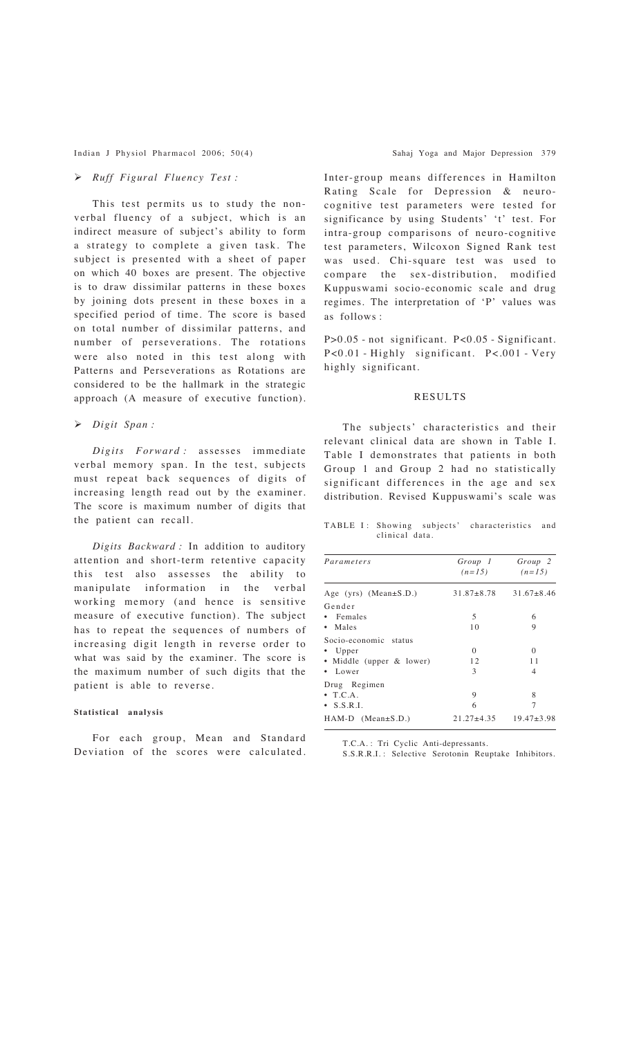- ***Ruff Figural Fluency Test :***

This test permits us to study the non-verbal fluency of a subject, which is an indirect measure of subject's ability to form a strategy to complete a given task. The subject is presented with a sheet of paper on which 40 boxes are present. The objective is to draw dissimilar patterns in these boxes by joining dots present in these boxes in a specified period of time. The score is based on total number of dissimilar patterns, and number of perseverations. The rotations were also noted in this test along with Patterns and Perseverations as Rotations are considered to be the hallmark in the strategic approach (A measure of executive function).

- ***Digit Span :***

*Digits Forward :* assesses immediate verbal memory span. In the test, subjects must repeat back sequences of digits of increasing length read out by the examiner. The score is maximum number of digits that the patient can recall.

*Digits Backward :* In addition to auditory attention and short-term retentive capacity this test also assesses the ability to manipulate information in the verbal working memory (and hence is sensitive measure of executive function). The subject has to repeat the sequences of numbers of increasing digit length in reverse order to what was said by the examiner. The score is the maximum number of such digits that the patient is able to reverse.

#### Statistical analysis

For each group, Mean and Standard Deviation of the scores were calculated. Inter-group means differences in Hamilton Rating Scale for Depression & neuro-cognitive test parameters were tested for significance by using Students' 't' test. For intra-group comparisons of neuro-cognitive test parameters, Wilcoxon Signed Rank test was used. Chi-square test was used to compare the sex-distribution, modified Kuppuswami socio-economic scale and drug regimes. The interpretation of 'P' values was as follows :

P>0.05 - not significant. P<0.05 - Significant. P<0.01 - Highly significant. P<.001 - Very highly significant.

## RESULTS

The subjects' characteristics and their relevant clinical data are shown in Table I. Table I demonstrates that patients in both Group 1 and Group 2 had no statistically significant differences in the age and sex distribution. Revised Kuppuswami's scale was

TABLE I : Showing subjects' characteristics and clinical data.

| *Parameters* | *Group 1 (n=15)* | *Group 2 (n=15)* |
|---|---|---|
| Age (yrs) (Mean±S.D.) | 31.87±8.78 | 31.67±8.46 |
| Gender | | |
| • Females | 5 | 6 |
| • Males | 10 | 9 |
| Socio-economic status | | |
| • Upper | 0 | 0 |
| • Middle (upper & lower) | 12 | 11 |
| • Lower | 3 | 4 |
| Drug Regimen | | |
| • T.C.A. | 9 | 8 |
| • S.S.R.I. | 6 | 7 |
| HAM-D (Mean±S.D.) | 21.27±4.35 | 19.47±3.98 |

T.C.A.: Tri Cyclic Anti-depressants.
S.S.R.R.I.: Selective Serotonin Reuptake Inhibitors.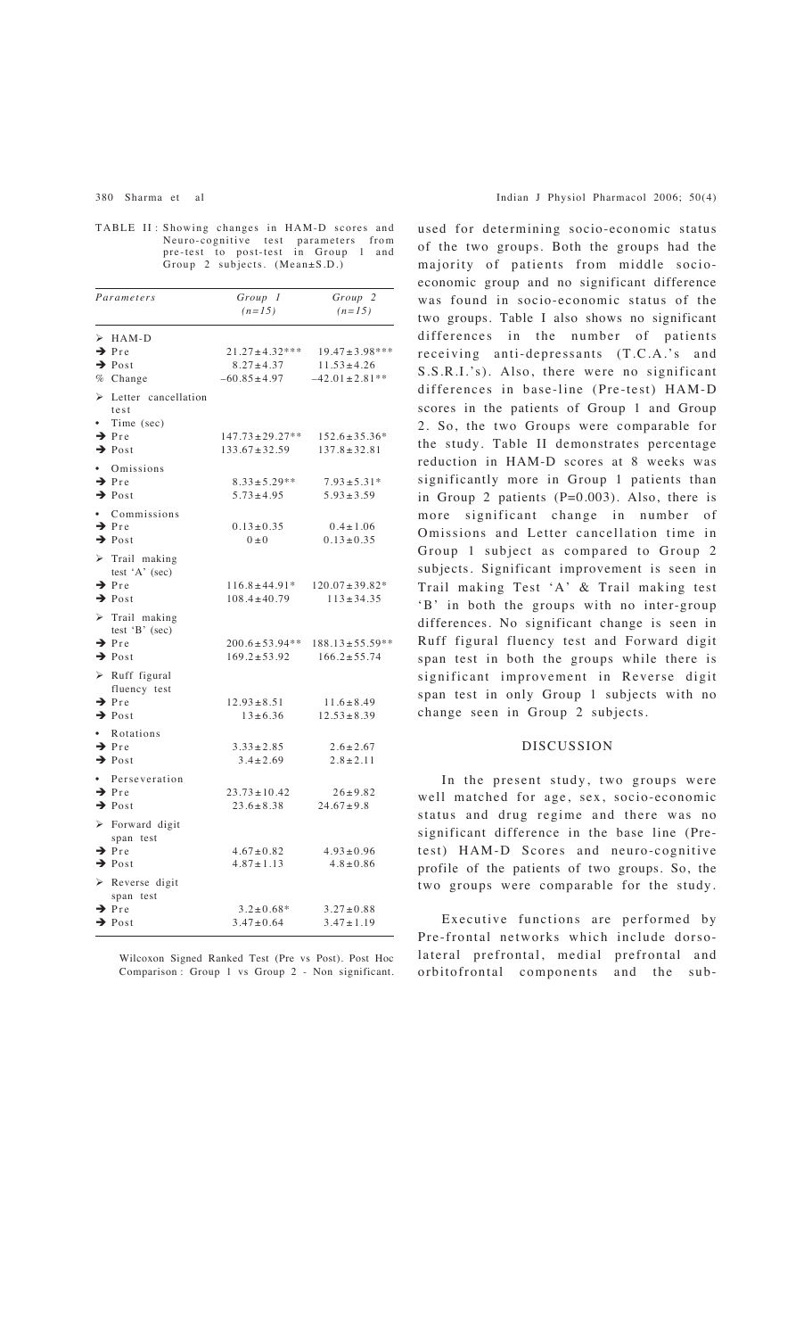TABLE II : Showing changes in HAM-D scores and Neuro-cognitive test parameters from pre-test to post-test in Group 1 and Group 2 subjects. (Mean±S.D.)

| Parameters | Group 1 (n=15) | Group 2 (n=15) |
|---|---|---|
| ➢ HAM-D | | |
| → Pre | 21.27±4.32*** | 19.47±3.98*** |
| → Post | 8.27±4.37 | 11.53±4.26 |
| % Change | –60.85±4.97 | –42.01±2.81** |
| ➢ Letter cancellation test | | |
| • Time (sec) | | |
| → Pre | 147.73±29.27** | 152.6±35.36* |
| → Post | 133.67±32.59 | 137.8±32.81 |
| • Omissions | | |
| → Pre | 8.33±5.29** | 7.93±5.31* |
| → Post | 5.73±4.95 | 5.93±3.59 |
| • Commissions | | |
| → Pre | 0.13±0.35 | 0.4±1.06 |
| → Post | 0±0 | 0.13±0.35 |
| ➢ Trail making test 'A' (sec) | | |
| → Pre | 116.8±44.91* | 120.07±39.82* |
| → Post | 108.4±40.79 | 113±34.35 |
| ➢ Trail making test 'B' (sec) | | |
| → Pre | 200.6±53.94** | 188.13±55.59** |
| → Post | 169.2±53.92 | 166.2±55.74 |
| ➢ Ruff figural fluency test | | |
| → Pre | 12.93±8.51 | 11.6±8.49 |
| → Post | 13±6.36 | 12.53±8.39 |
| • Rotations | | |
| → Pre | 3.33±2.85 | 2.6±2.67 |
| → Post | 3.4±2.69 | 2.8±2.11 |
| • Perseveration | | |
| → Pre | 23.73±10.42 | 26±9.82 |
| → Post | 23.6±8.38 | 24.67±9.8 |
| ➢ Forward digit span test | | |
| → Pre | 4.67±0.82 | 4.93±0.96 |
| → Post | 4.87±1.13 | 4.8±0.86 |
| ➢ Reverse digit span test | | |
| → Pre | 3.2±0.68* | 3.27±0.88 |
| → Post | 3.47±0.64 | 3.47±1.19 |

Wilcoxon Signed Ranked Test (Pre vs Post). Post Hoc Comparison : Group 1 vs Group 2 - Non significant.

used for determining socio-economic status of the two groups. Both the groups had the majority of patients from middle socio-economic group and no significant difference was found in socio-economic status of the two groups. Table I also shows no significant differences in the number of patients receiving anti-depressants (T.C.A.'s and S.S.R.I.'s). Also, there were no significant differences in base-line (Pre-test) HAM-D scores in the patients of Group 1 and Group 2. So, the two Groups were comparable for the study. Table II demonstrates percentage reduction in HAM-D scores at 8 weeks was significantly more in Group 1 patients than in Group 2 patients (P=0.003). Also, there is more significant change in number of Omissions and Letter cancellation time in Group 1 subject as compared to Group 2 subjects. Significant improvement is seen in Trail making Test 'A' & Trail making test 'B' in both the groups with no inter-group differences. No significant change is seen in Ruff figural fluency test and Forward digit span test in both the groups while there is significant improvement in Reverse digit span test in only Group 1 subjects with no change seen in Group 2 subjects.

## DISCUSSION

In the present study, two groups were well matched for age, sex, socio-economic status and drug regime and there was no significant difference in the base line (Pre-test) HAM-D Scores and neuro-cognitive profile of the patients of two groups. So, the two groups were comparable for the study.

Executive functions are performed by Pre-frontal networks which include dorso-lateral prefrontal, medial prefrontal and orbitofrontal components and the sub-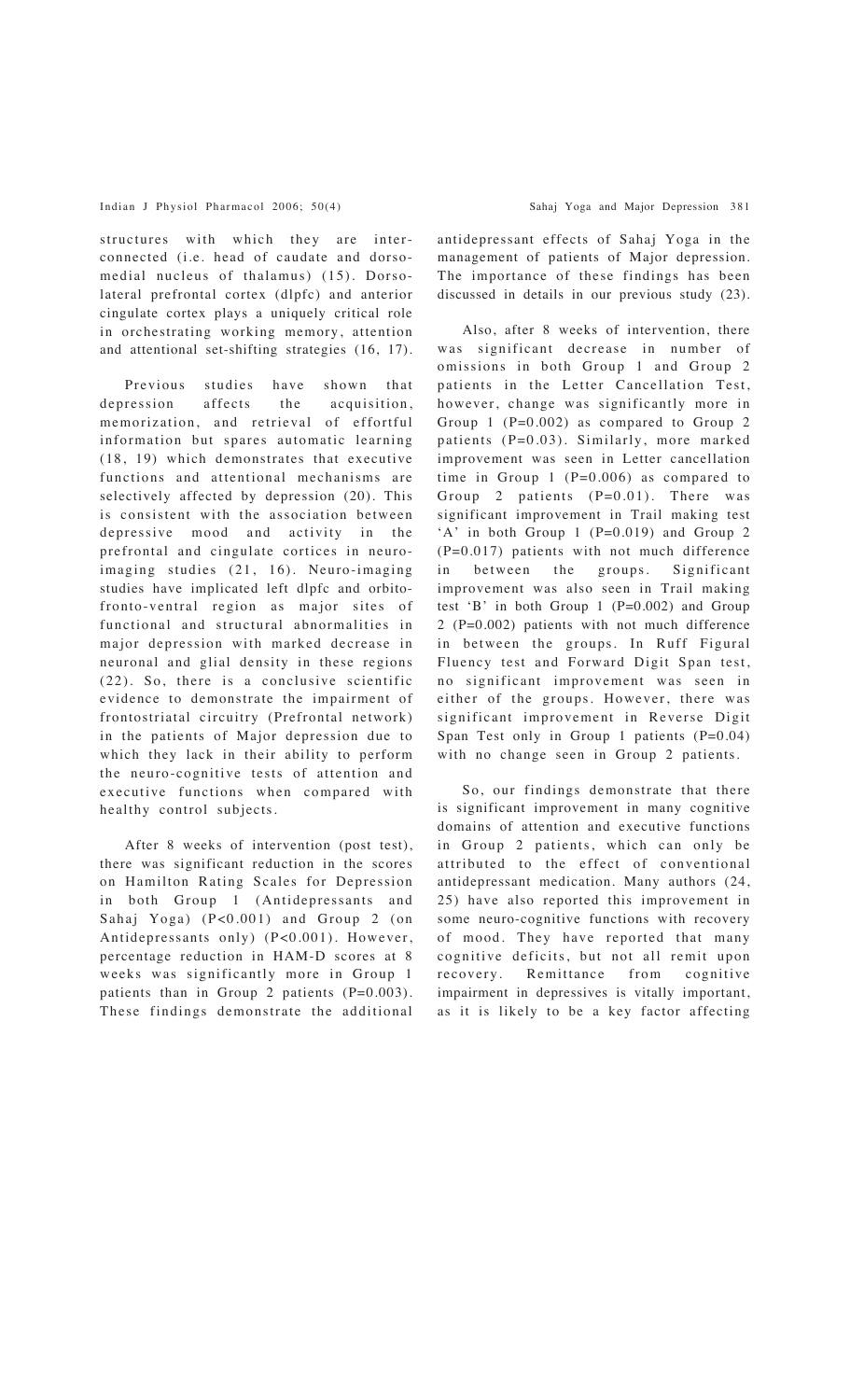structures with which they are interconnected (i.e. head of caudate and dorsomedial nucleus of thalamus) (15). Dorsolateral prefrontal cortex (dlpfc) and anterior cingulate cortex plays a uniquely critical role in orchestrating working memory, attention and attentional set-shifting strategies (16, 17).

Previous studies have shown that depression affects the acquisition, memorization, and retrieval of effortful information but spares automatic learning (18, 19) which demonstrates that executive functions and attentional mechanisms are selectively affected by depression (20). This is consistent with the association between depressive mood and activity in the prefrontal and cingulate cortices in neuroimaging studies (21, 16). Neuro-imaging studies have implicated left dlpfc and orbito-fronto-ventral region as major sites of functional and structural abnormalities in major depression with marked decrease in neuronal and glial density in these regions (22). So, there is a conclusive scientific evidence to demonstrate the impairment of frontostriatal circuitry (Prefrontal network) in the patients of Major depression due to which they lack in their ability to perform the neuro-cognitive tests of attention and executive functions when compared with healthy control subjects.

After 8 weeks of intervention (post test), there was significant reduction in the scores on Hamilton Rating Scales for Depression in both Group 1 (Antidepressants and Sahaj Yoga) ($P<0.001$) and Group 2 (on Antidepressants only) ($P<0.001$). However, percentage reduction in HAM-D scores at 8 weeks was significantly more in Group 1 patients than in Group 2 patients ($P=0.003$). These findings demonstrate the additional antidepressant effects of Sahaj Yoga in the management of patients of Major depression. The importance of these findings has been discussed in details in our previous study (23).

Also, after 8 weeks of intervention, there was significant decrease in number of omissions in both Group 1 and Group 2 patients in the Letter Cancellation Test, however, change was significantly more in Group 1 ($P=0.002$) as compared to Group 2 patients ($P=0.03$). Similarly, more marked improvement was seen in Letter cancellation time in Group 1 ($P=0.006$) as compared to Group 2 patients ($P=0.01$). There was significant improvement in Trail making test 'A' in both Group 1 ($P=0.019$) and Group 2 ($P=0.017$) patients with not much difference in between the groups. Significant improvement was also seen in Trail making test 'B' in both Group 1 ($P=0.002$) and Group 2 ($P=0.002$) patients with not much difference in between the groups. In Ruff Figural Fluency test and Forward Digit Span test, no significant improvement was seen in either of the groups. However, there was significant improvement in Reverse Digit Span Test only in Group 1 patients ($P=0.04$) with no change seen in Group 2 patients.

So, our findings demonstrate that there is significant improvement in many cognitive domains of attention and executive functions in Group 2 patients, which can only be attributed to the effect of conventional antidepressant medication. Many authors (24, 25) have also reported this improvement in some neuro-cognitive functions with recovery of mood. They have reported that many cognitive deficits, but not all remit upon recovery. Remittance from cognitive impairment in depressives is vitally important, as it is likely to be a key factor affecting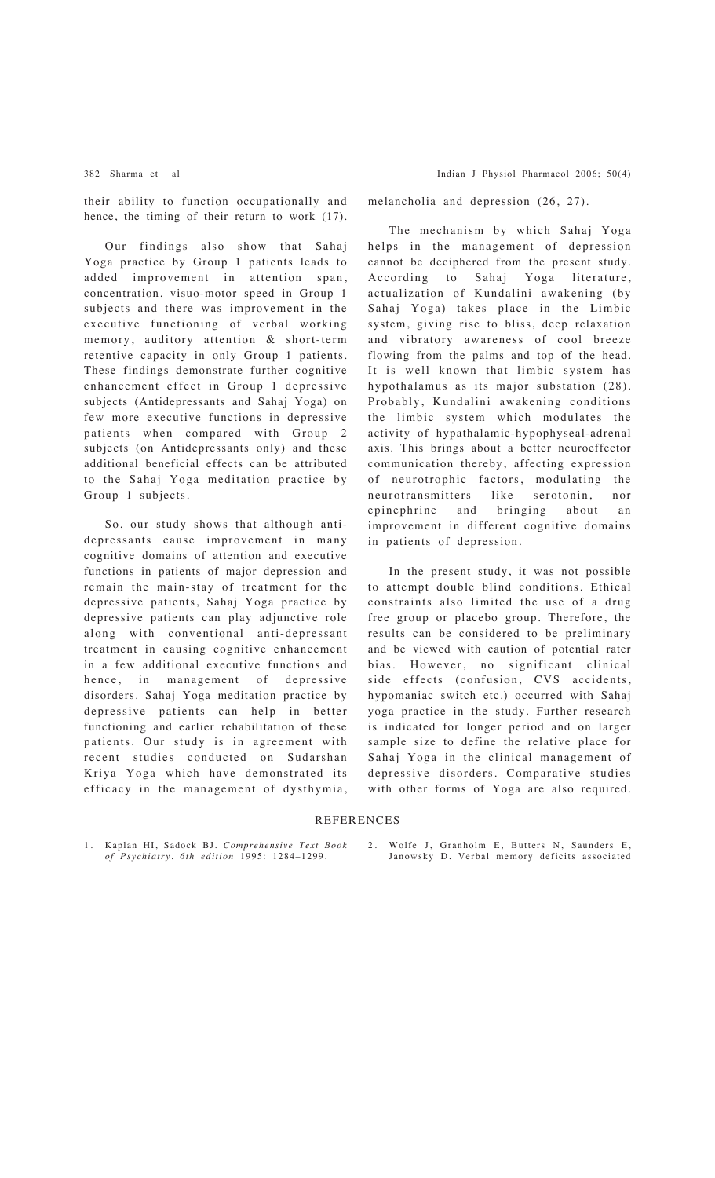their ability to function occupationally and hence, the timing of their return to work (17).

Our findings also show that Sahaj Yoga practice by Group 1 patients leads to added improvement in attention span, concentration, visuo-motor speed in Group 1 subjects and there was improvement in the executive functioning of verbal working memory, auditory attention & short-term retentive capacity in only Group 1 patients. These findings demonstrate further cognitive enhancement effect in Group 1 depressive subjects (Antidepressants and Sahaj Yoga) on few more executive functions in depressive patients when compared with Group 2 subjects (on Antidepressants only) and these additional beneficial effects can be attributed to the Sahaj Yoga meditation practice by Group 1 subjects.

So, our study shows that although anti-depressants cause improvement in many cognitive domains of attention and executive functions in patients of major depression and remain the main-stay of treatment for the depressive patients, Sahaj Yoga practice by depressive patients can play adjunctive role along with conventional anti-depressant treatment in causing cognitive enhancement in a few additional executive functions and hence, in management of depressive disorders. Sahaj Yoga meditation practice by depressive patients can help in better functioning and earlier rehabilitation of these patients. Our study is in agreement with recent studies conducted on Sudarshan Kriya Yoga which have demonstrated its efficacy in the management of dysthymia, melancholia and depression (26, 27).

The mechanism by which Sahaj Yoga helps in the management of depression cannot be deciphered from the present study. According to Sahaj Yoga literature, actualization of Kundalini awakening (by Sahaj Yoga) takes place in the Limbic system, giving rise to bliss, deep relaxation and vibratory awareness of cool breeze flowing from the palms and top of the head. It is well known that limbic system has hypothalamus as its major substation (28). Probably, Kundalini awakening conditions the limbic system which modulates the activity of hypathalamic-hypophyseal-adrenal axis. This brings about a better neuroeffector communication thereby, affecting expression of neurotrophic factors, modulating the neurotransmitters like serotonin, nor epinephrine and bringing about an improvement in different cognitive domains in patients of depression.

In the present study, it was not possible to attempt double blind conditions. Ethical constraints also limited the use of a drug free group or placebo group. Therefore, the results can be considered to be preliminary and be viewed with caution of potential rater bias. However, no significant clinical side effects (confusion, CVS accidents, hypomaniac switch etc.) occurred with Sahaj yoga practice in the study. Further research is indicated for longer period and on larger sample size to define the relative place for Sahaj Yoga in the clinical management of depressive disorders. Comparative studies with other forms of Yoga are also required.

## REFERENCES

1. Kaplan HI, Sadock BJ. *Comprehensive Text Book of Psychiatry. 6th edition* 1995: 1284–1299.
2. Wolfe J, Granholm E, Butters N, Saunders E, Janowsky D. Verbal memory deficits associated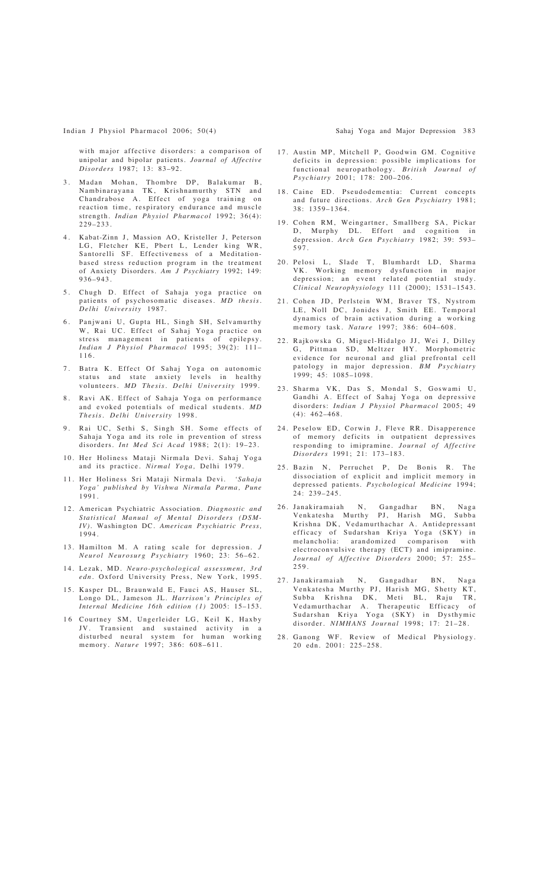with major affective disorders: a comparison of unipolar and bipolar patients. *Journal of Affective Disorders* 1987; 13: 83–92.

3. Madan Mohan, Thombre DP, Balakumar B, Nambinarayana TK, Krishnamurthy STN and Chandrabose A. Effect of yoga training on reaction time, respiratory endurance and muscle strength. *Indian Physiol Pharmacol* 1992; 36(4): 229–233.
4. Kabat-Zinn J, Massion AO, Kristeller J, Peterson LG, Fletcher KE, Pbert L, Lender king WR, Santorelli SF. Effectiveness of a Meditation-based stress reduction program in the treatment of Anxiety Disorders. *Am J Psychiatry* 1992; 149: 936–943.
5. Chugh D. Effect of Sahaja yoga practice on patients of psychosomatic diseases. *MD thesis. Delhi University* 1987.
6. Panjwani U, Gupta HL, Singh SH, Selvamurthy W, Rai UC. Effect of Sahaj Yoga practice on stress management in patients of epilepsy. *Indian J Physiol Pharmacol* 1995; 39(2): 111–116.
7. Batra K. Effect Of Sahaj Yoga on autonomic status and state anxiety levels in healthy volunteers. *MD Thesis. Delhi University* 1999.
8. Ravi AK. Effect of Sahaja Yoga on performance and evoked potentials of medical students. *MD Thesis. Delhi University* 1998.
9. Rai UC, Sethi S, Singh SH. Some effects of Sahaja Yoga and its role in prevention of stress disorders. *Int Med Sci Acad* 1988; 2(1): 19–23.
10. Her Holiness Mataji Nirmala Devi. Sahaj Yoga and its practice. *Nirmal Yoga*, Delhi 1979.
11. Her Holiness Sri Mataji Nirmala Devi. *'Sahaja Yoga' published by Vishwa Nirmala Parma, Pune* 1991.
12. American Psychiatric Association. *Diagnostic and Statistical Manual of Mental Disorders (DSM-IV)*. Washington DC. *American Psychiatric Press,* 1994.
13. Hamilton M. A rating scale for depression. *J Neurol Neurosurg Psychiatry* 1960; 23: 56–62.
14. Lezak, MD. *Neuro-psychological assessment, 3rd edn*. Oxford University Press, New York, 1995.
15. Kasper DL, Braunwald E, Fauci AS, Hauser SL, Longo DL, Jameson JL. *Harrison's Principles of Internal Medicine 16th edition (1)* 2005: 15–153.
16. Courtney SM, Ungerleider LG, Keil K, Haxby JV. Transient and sustained activity in a disturbed neural system for human working memory. *Nature* 1997; 386: 608–611.
17. Austin MP, Mitchell P, Goodwin GM. Cognitive deficits in depression: possible implications for functional neuropathology. *British Journal of Psychiatry* 2001; 178: 200–206.
18. Caine ED. Pseudodementia: Current concepts and future directions. *Arch Gen Psychiatry* 1981; 38: 1359–1364.
19. Cohen RM, Weingartner, Smallberg SA, Pickar D, Murphy DL. Effort and cognition in depression. *Arch Gen Psychiatry* 1982; 39: 593–597.
20. Pelosi L, Slade T, Blumhardt LD, Sharma VK. Working memory dysfunction in major depression; an event related potential study. *Clinical Neurophysiology* 111 (2000); 1531–1543.
21. Cohen JD, Perlstein WM, Braver TS, Nystrom LE, Noll DC, Jonides J, Smith EE. Temporal dynamics of brain activation during a working memory task. *Nature* 1997; 386: 604–608.
22. Rajkowska G, Miguel-Hidalgo JJ, Wei J, Dilley G, Pittman SD, Meltzer HY. Morphometric evidence for neuronal and glial prefrontal cell patology in major depression. *BM Psychiatry* 1999; 45: 1085–1098.
23. Sharma VK, Das S, Mondal S, Goswami U, Gandhi A. Effect of Sahaj Yoga on depressive disorders: *Indian J Physiol Pharmacol* 2005; 49 (4): 462–468.
24. Peselow ED, Corwin J, Fleve RR. Disapperence of memory deficits in outpatient depressives responding to imipramine. *Journal of Affective Disorders* 1991; 21: 173–183.
25. Bazin N, Perruchet P, De Bonis R. The dissociation of explicit and implicit memory in depressed patients. *Psychological Medicine* 1994; 24: 239–245.
26. Janakiramaiah N, Gangadhar BN, Naga Venkatesha Murthy PJ, Harish MG, Subba Krishna DK, Vedamurthachar A. Antidepressant efficacy of Sudarshan Kriya Yoga (SKY) in melancholia: arandomized comparison with electroconvulsive therapy (ECT) and imipramine. *Journal of Affective Disorders* 2000; 57: 255–259.
27. Janakiramaiah N, Gangadhar BN, Naga Venkatesha Murthy PJ, Harish MG, Shetty KT, Subba Krishna DK, Meti BL, Raju TR, Vedamurthachar A. Therapeutic Efficacy of Sudarshan Kriya Yoga (SKY) in Dysthymic disorder. *NIMHANS Journal* 1998; 17: 21–28.
28. Ganong WF. Review of Medical Physiology. 20 edn. 2001: 225–258.